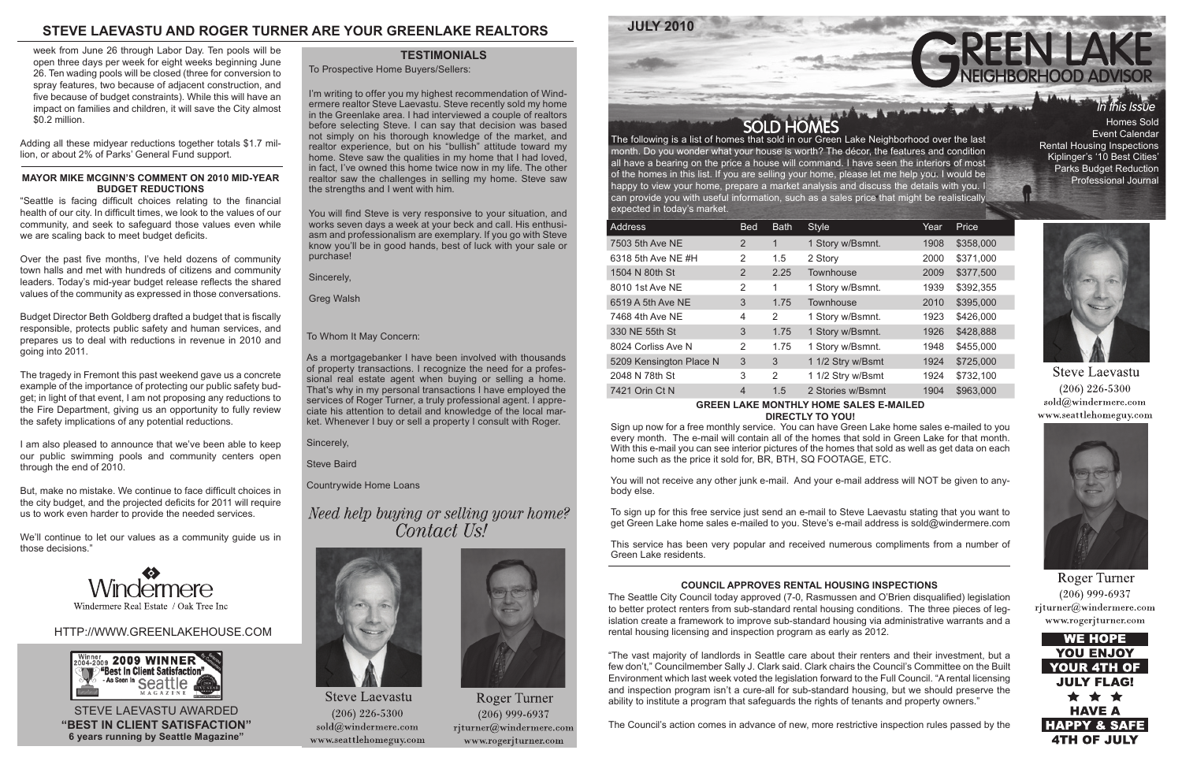## STEVE LAEVASTU AND ROGER TURNER ARE YOUR GREENLAKE REALTORS

week from June 26 through Labor Day. Ten pools will be open three days per week for eight weeks beginning June 26. Ten wading pools will be closed (three for conversion to spray features, two because of adjacent construction, and five because of budget constraints). While this will have an impact on families and children, it will save the City almost $0.2 million.

Adding all these midyear reductions together totals $1.7 million, or about 2% of Parks' General Fund support.

### MAYOR MIKE MCGINN'S COMMENT ON 2010 MID-YEAR BUDGET REDUCTIONS

"Seattle is facing difficult choices relating to the financial health of our city. In difficult times, we look to the values of our community, and seek to safeguard those values even while we are scaling back to meet budget deficits.

Over the past five months, I've held dozens of community town halls and met with hundreds of citizens and community leaders. Today's mid-year budget release reflects the shared values of the community as expressed in those conversations.

Budget Director Beth Goldberg drafted a budget that is fiscally responsible, protects public safety and human services, and prepares us to deal with reductions in revenue in 2010 and going into 2011.

The tragedy in Fremont this past weekend gave us a concrete example of the importance of protecting our public safety budget; in light of that event, I am not proposing any reductions to the Fire Department, giving us an opportunity to fully review the safety implications of any potential reductions.

I am also pleased to announce that we've been able to keep our public swimming pools and community centers open through the end of 2010.

But, make no mistake. We continue to face difficult choices in the city budget, and the projected deficits for 2011 will require us to work even harder to provide the needed services.

We'll continue to let our values as a community guide us in those decisions."

Windermere

Windermere Real Estate / Oak Tree Inc

HTTP://WWW.GREENLAKEHOUSE.COM

2009 WINNER "Best In Client Satisfaction" - As Seen In Seattle Magazine

STEVE LAEVASTU AWARDED
**"BEST IN CLIENT SATISFACTION"**
**6 years running by Seattle Magazine"**

### TESTIMONIALS

To Prospective Home Buyers/Sellers:

I'm writing to offer you my highest recommendation of Windermere realtor Steve Laevastu. Steve recently sold my home in the Greenlake area. I had interviewed a couple of realtors before selecting Steve. I can say that decision was based not simply on his thorough knowledge of the market, and realtor experience, but on his "bullish" attitude toward my home. Steve saw the qualities in my home that I had loved, in fact, I've owned this home twice now in my life. The other realtor saw the challenges in selling my home. Steve saw the strengths and I went with him.

You will find Steve is very responsive to your situation, and works seven days a week at your beck and call. His enthusiasm and professionalism are exemplary. If you go with Steve know you'll be in good hands, best of luck with your sale or purchase!

Sincerely,

Greg Walsh

To Whom It May Concern:

As a mortgagebanker I have been involved with thousands of property transactions. I recognize the need for a professional real estate agent when buying or selling a home. That's why in my personal transactions I have employed the services of Roger Turner, a truly professional agent. I appreciate his attention to detail and knowledge of the local market. Whenever I buy or sell a property I consult with Roger.

Sincerely,

Steve Baird

Countrywide Home Loans

*Need help buying or selling your home? Contact Us!*

Steve Laevastu
(206) 226-5300
sold@windermere.com
www.seattlehomeguy.com

Roger Turner
(206) 999-6937
rjturner@windermere.com
www.rogerjturner.com

**JULY 2010**

# GREEN LAKE NEIGHBORHOOD ADVISOR

*In this Issue*

- Homes Sold
- Event Calendar
- Rental Housing Inspections
- Kiplinger's '10 Best Cities'
- Parks Budget Reduction
- Professional Journal

## SOLD HOMES

The following is a list of homes that sold in our Green Lake Neighborhood over the last month. Do you wonder what your house is worth? The décor, the features and condition all have a bearing on the price a house will command. I have seen the interiors of most of the homes in this list. If you are selling your home, please let me help you. I would be happy to view your home, prepare a market analysis and discuss the details with you. I can provide you with useful information, such as a sales price that might be realistically expected in today's market.

| Address | Bed | Bath | Style | Year | Price |
|---|---|---|---|---|---|
| 7503 5th Ave NE | 2 | 1 | 1 Story w/Bsmnt. | 1908 | $358,000 |
| 6318 5th Ave NE #H | 2 | 1.5 | 2 Story | 2000 | $371,000 |
| 1504 N 80th St | 2 | 2.25 | Townhouse | 2009 | $377,500 |
| 8010 1st Ave NE | 2 | 1 | 1 Story w/Bsmnt. | 1939 | $392,355 |
| 6519 A 5th Ave NE | 3 | 1.75 | Townhouse | 2010 | $395,000 |
| 7468 4th Ave NE | 4 | 2 | 1 Story w/Bsmnt. | 1923 | $426,000 |
| 330 NE 55th St | 3 | 1.75 | 1 Story w/Bsmnt. | 1926 | $428,888 |
| 8024 Corliss Ave N | 2 | 1.75 | 1 Story w/Bsmnt. | 1948 | $455,000 |
| 5209 Kensington Place N | 3 | 3 | 1 1/2 Stry w/Bsmt | 1924 | $725,000 |
| 2048 N 78th St | 3 | 2 | 1 1/2 Stry w/Bsmt | 1924 | $732,100 |
| 7421 Orin Ct N | 4 | 1.5 | 2 Stories w/Bsmnt | 1904 | $963,000 |

### GREEN LAKE MONTHLY HOME SALES E-MAILED DIRECTLY TO YOU!

Sign up now for a free monthly service. You can have Green Lake home sales e-mailed to you every month. The e-mail will contain all of the homes that sold in Green Lake for that month. With this e-mail you can see interior pictures of the homes that sold as well as get data on each home such as the price it sold for, BR, BTH, SQ FOOTAGE, ETC.

You will not receive any other junk e-mail. And your e-mail address will NOT be given to anybody else.

To sign up for this free service just send an e-mail to Steve Laevastu stating that you want to get Green Lake home sales e-mailed to you. Steve's e-mail address is sold@windermere.com

This service has been very popular and received numerous compliments from a number of Green Lake residents.

### COUNCIL APPROVES RENTAL HOUSING INSPECTIONS

The Seattle City Council today approved (7-0, Rasmussen and O'Brien disqualified) legislation to better protect renters from sub-standard rental housing conditions. The three pieces of legislation create a framework to improve sub-standard housing via administrative warrants and a rental housing licensing and inspection program as early as 2012.

"The vast majority of landlords in Seattle care about their renters and their investment, but a few don't," Councilmember Sally J. Clark said. Clark chairs the Council's Committee on the Built Environment which last week voted the legislation forward to the Full Council. "A rental licensing and inspection program isn't a cure-all for sub-standard housing, but we should preserve the ability to institute a program that safeguards the rights of tenants and property owners."

The Council's action comes in advance of new, more restrictive inspection rules passed by the

Steve Laevastu
(206) 226-5300
sold@windermere.com
www.seattlehomeguy.com

Roger Turner
(206) 999-6937
rjturner@windermere.com
www.rogerjturner.com

**WE HOPE YOU ENJOY YOUR 4TH OF JULY FLAG!**
**★ ★ ★**
**HAVE A HAPPY & SAFE 4TH OF JULY**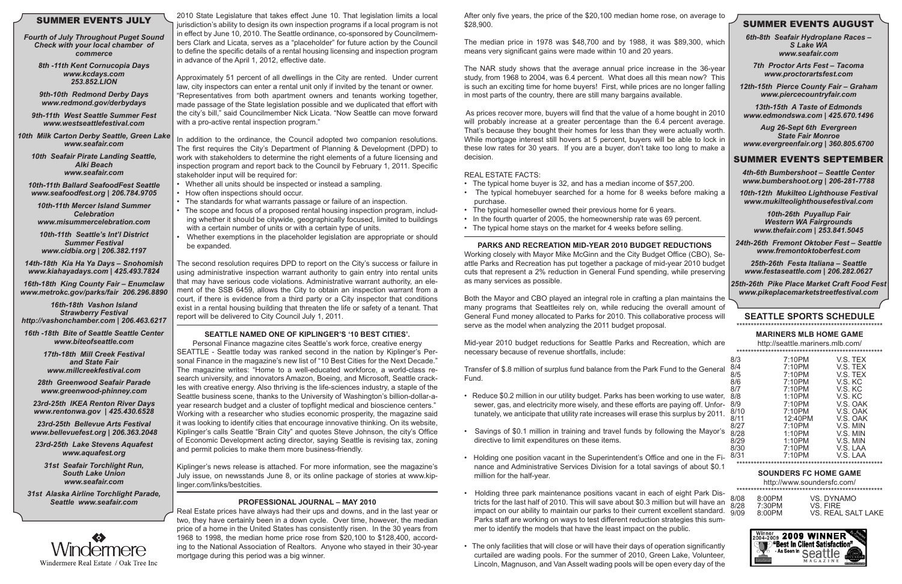## SUMMER EVENTS JULY

*Fourth of July Throughout Puget Sound Check with your local chamber of commerce*

*8th -11th Kent Cornucopia Days www.kcdays.com 253.852.LION*

*9th-10th Redmond Derby Days www.redmond.gov/derbydays*

*9th-11th West Seattle Summer Fest www.westseattlefestival.com*

*10th Milk Carton Derby Seattle, Green Lake www.seafair.com*

*10th Seafair Pirate Landing Seattle, Alki Beach www.seafair.com*

*10th-11th Ballard SeafoodFest Seattle www.seafoodfest.org | 206.784.9705*

*10th-11th Mercer Island Summer Celebration www.misummercelebration.com*

*10th-11th Seattle's Int'l District Summer Festival www.cidbia.org | 206.382.1197*

*14th-18th Kia Ha Ya Days – Snohomish www.kiahayadays.com | 425.493.7824*

*16th-18th King County Fair – Enumclaw www.metrokc.gov/parks/fair 206.296.8890*

*16th-18th Vashon Island Strawberry Festival http://vashonchamber.com | 206.463.6217*

*16th -18th Bite of Seattle Seattle Center www.biteofseattle.com*

*17th-18th Mill Creek Festival and State Fair www.millcreekfestival.com*

*28th Greenwood Seafair Parade www.greenwood-phinney.com*

*23rd-25th IKEA Renton River Days www.rentonwa.gov | 425.430.6528*

*23rd-25th Bellevue Arts Festival www.bellevuefest.org | 206.363.2048*

*23rd-25th Lake Stevens Aquafest www.aquafest.org*

*31st Seafair Torchlight Run, South Lake Union www.seafair.com*

*31st Alaska Airline Torchlight Parade, Seattle www.seafair.com*

Windermere

Windermere Real Estate / Oak Tree Inc

2010 State Legislature that takes effect June 10. That legislation limits a local jurisdiction's ability to design its own inspection programs if a local program is not in effect by June 10, 2010. The Seattle ordinance, co-sponsored by Councilmembers Clark and Licata, serves as a "placeholder" for future action by the Council to define the specific details of a rental housing licensing and inspection program in advance of the April 1, 2012, effective date.

Approximately 51 percent of all dwellings in the City are rented. Under current law, city inspectors can enter a rental unit only if invited by the tenant or owner. "Representatives from both apartment owners and tenants working together, made passage of the State legislation possible and we duplicated that effort with the city's bill," said Councilmember Nick Licata. "Now Seattle can move forward with a pro-active rental inspection program."

In addition to the ordinance, the Council adopted two companion resolutions. The first requires the City's Department of Planning & Development (DPD) to work with stakeholders to determine the right elements of a future licensing and inspection program and report back to the Council by February 1, 2011. Specific stakeholder input will be required for:

- Whether all units should be inspected or instead a sampling.
- How often inspections should occur.
- The standards for what warrants passage or failure of an inspection.
- The scope and focus of a proposed rental housing inspection program, including whether it should be citywide, geographically focused, limited to buildings with a certain number of units or with a certain type of units.
- Whether exemptions in the placeholder legislation are appropriate or should be expanded.

The second resolution requires DPD to report on the City's success or failure in using administrative inspection warrant authority to gain entry into rental units that may have serious code violations. Administrative warrant authority, an element of the SSB 6459, allows the City to obtain an inspection warrant from a court, if there is evidence from a third party or a City inspector that conditions exist in a rental housing building that threaten the life or safety of a tenant. That report will be delivered to City Council July 1, 2011.

### SEATTLE NAMED ONE OF KIPLINGER'S '10 BEST CITIES'.

Personal Finance magazine cites Seattle's work force, creative energy SEATTLE - Seattle today was ranked second in the nation by Kiplinger's Personal Finance in the magazine's new list of "10 Best Cities for the Next Decade." The magazine writes: "Home to a well-educated workforce, a world-class research university, and innovators Amazon, Boeing, and Microsoft, Seattle crackles with creative energy. Also thriving is the life-sciences industry, a staple of the Seattle business scene, thanks to the University of Washington's billion-dollar-a-year research budget and a cluster of topflight medical and bioscience centers." Working with a researcher who studies economic prosperity, the magazine said it was looking to identify cities that encourage innovative thinking. On its website, Kiplinger's calls Seattle "Brain City" and quotes Steve Johnson, the city's Office of Economic Development acting director, saying Seattle is revising tax, zoning and permit policies to make them more business-friendly.

Kiplinger's news release is attached. For more information, see the magazine's July issue, on newsstands June 8, or its online package of stories at www.kiplinger.com/links/bestcities.

### PROFESSIONAL JOURNAL – MAY 2010

Real Estate prices have always had their ups and downs, and in the last year or two, they have certainly been in a down cycle. Over time, however, the median price of a home in the United States has consistently risen. In the 30 years from 1968 to 1998, the median home price rose from $20,100 to $128,400, according to the National Association of Realtors. Anyone who stayed in their 30-year mortgage during this period was a big winner.

After only five years, the price of the $20,100 median home rose, on average to $28,900.

The median price in 1978 was $48,700 and by 1988, it was $89,300, which means very significant gains were made within 10 and 20 years.

The NAR study shows that the average annual price increase in the 36-year study, from 1968 to 2004, was 6.4 percent. What does all this mean now? This is such an exciting time for home buyers! First, while prices are no longer falling in most parts of the country, there are still many bargains available.

As prices recover more, buyers will find that the value of a home bought in 2010 will probably increase at a greater percentage than the 6.4 percent average. That's because they bought their homes for less than they were actually worth. While mortgage interest still hovers at 5 percent, buyers will be able to lock in these low rates for 30 years. If you are a buyer, don't take too long to make a decision.

REAL ESTATE FACTS:

- The typical home buyer is 32, and has a median income of $57,200.
- The typical homebuyer searched for a home for 8 weeks before making a purchase.
- The typical homeseller owned their previous home for 6 years.
- In the fourth quarter of 2005, the homeownership rate was 69 percent.
- The typical home stays on the market for 4 weeks before selling.

### PARKS AND RECREATION MID-YEAR 2010 BUDGET REDUCTIONS

Working closely with Mayor Mike McGinn and the City Budget Office (CBO), Seattle Parks and Recreation has put together a package of mid-year 2010 budget cuts that represent a 2% reduction in General Fund spending, while preserving as many services as possible.

Both the Mayor and CBO played an integral role in crafting a plan maintains the many programs that Seattleites rely on, while reducing the overall amount of General Fund money allocated to Parks for 2010. This collaborative process will serve as the model when analyzing the 2011 budget proposal.

Mid-year 2010 budget reductions for Seattle Parks and Recreation, which are necessary because of revenue shortfalls, include:

Transfer of $.8 million of surplus fund balance from the Park Fund to the General Fund.

- Reduce $0.2 million in our utility budget. Parks has been working to use water, sewer, gas, and electricity more wisely, and these efforts are paying off. Unfortunately, we anticipate that utility rate increases will erase this surplus by 2011.
- Savings of $0.1 million in training and travel funds by following the Mayor's directive to limit expenditures on these items.
- Holding one position vacant in the Superintendent's Office and one in the Finance and Administrative Services Division for a total savings of about $0.1 million for the half-year.
- Holding three park maintenance positions vacant in each of eight Park Districts for the last half of 2010. This will save about $0.3 million but will have an impact on our ability to maintain our parks to their current excellent standard. Parks staff are working on ways to test different reduction strategies this summer to identify the models that have the least impact on the public.
- The only facilities that will close or will have their days of operation significantly curtailed are wading pools. For the summer of 2010, Green Lake, Volunteer, Lincoln, Magnuson, and Van Asselt wading pools will be open every day of the

## SUMMER EVENTS AUGUST

*6th-8th Seafair Hydroplane Races – S Lake WA www.seafair.com*

*7th Proctor Arts Fest – Tacoma www.proctorartsfest.com*

*12th-15th Pierce County Fair – Graham www.piercecountryfair.com*

*13th-15th A Taste of Edmonds www.edmondswa.com | 425.670.1496*

*Aug 26-Sept 6th Evergreen State Fair Monroe www.evergreenfair.org | 360.805.6700*

## SUMMER EVENTS SEPTEMBER

*4th-6th Bumbershoot – Seattle Center www.bumbershoot.org | 206-281-7788*

*10th-12th Mukilteo Lighthouse Festival www.mukilteolighthousefestival.com*

*10th-26th Puyallup Fair Western WA Fairgrounds www.thefair.com | 253.841.5045*

*24th-26th Fremont Oktober Fest – Seattle www.fremontoktoberfest.com*

*25th-26th Festa Italiana – Seattle www.festaseattle.com | 206.282.0627*

*25th-26th Pike Place Market Craft Food Fest www.pikeplacemarketstreetfestival.com*

## SEATTLE SPORTS SCHEDULE

### MARINERS MLB HOME GAME

http://seattle.mariners.mlb.com/

| | | |
|---|---|---|
| 8/3 | 7:10PM | V.S. TEX |
| 8/4 | 7:10PM | V.S. TEX |
| 8/5 | 7:10PM | V.S. TEX |
| 8/6 | 7:10PM | V.S. KC |
| 8/7 | 7:10PM | V.S. KC |
| 8/8 | 1:10PM | V.S. KC |
| 8/9 | 7:10PM | V.S. OAK |
| 8/10 | 7:10PM | V.S. OAK |
| 8/11 | 12:40PM | V.S. OAK |
| 8/27 | 7:10PM | V.S. MIN |
| 8/28 | 1:10PM | V.S. MIN |
| 8/29 | 1:10PM | V.S. MIN |
| 8/30 | 7:10PM | V.S. LAA |
| 8/31 | 7:10PM | V.S. LAA |

### SOUNDERS FC HOME GAME

http://www.soundersfc.com/

| | | |
|---|---|---|
| 8/08 | 8:00PM | VS. DYNAMO |
| 8/28 | 7:30PM | VS. FIRE |
| 9/09 | 8:00PM | VS. REAL SALT LAKE |

Winner 2004-2009 2009 WINNER "Best In Client Satisfaction" - As Seen In Seattle MAGAZINE